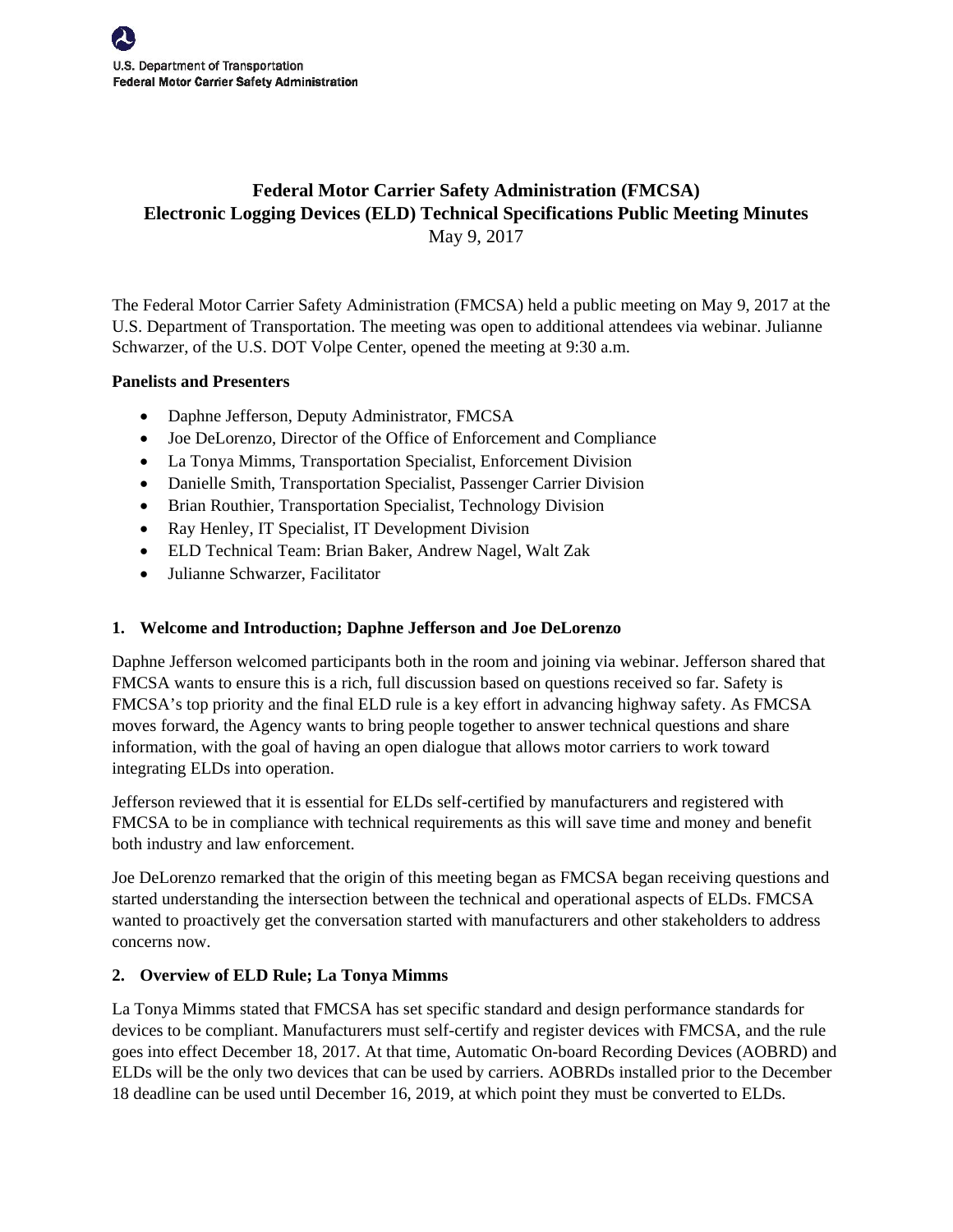U.S. Department of Transportation
**Federal Motor Carrier Safety Administration**

# Federal Motor Carrier Safety Administration (FMCSA) Electronic Logging Devices (ELD) Technical Specifications Public Meeting Minutes

May 9, 2017

The Federal Motor Carrier Safety Administration (FMCSA) held a public meeting on May 9, 2017 at the U.S. Department of Transportation. The meeting was open to additional attendees via webinar. Julianne Schwarzer, of the U.S. DOT Volpe Center, opened the meeting at 9:30 a.m.

**Panelists and Presenters**

- Daphne Jefferson, Deputy Administrator, FMCSA
- Joe DeLorenzo, Director of the Office of Enforcement and Compliance
- La Tonya Mimms, Transportation Specialist, Enforcement Division
- Danielle Smith, Transportation Specialist, Passenger Carrier Division
- Brian Routhier, Transportation Specialist, Technology Division
- Ray Henley, IT Specialist, IT Development Division
- ELD Technical Team: Brian Baker, Andrew Nagel, Walt Zak
- Julianne Schwarzer, Facilitator

## 1. Welcome and Introduction; Daphne Jefferson and Joe DeLorenzo

Daphne Jefferson welcomed participants both in the room and joining via webinar. Jefferson shared that FMCSA wants to ensure this is a rich, full discussion based on questions received so far. Safety is FMCSA's top priority and the final ELD rule is a key effort in advancing highway safety. As FMCSA moves forward, the Agency wants to bring people together to answer technical questions and share information, with the goal of having an open dialogue that allows motor carriers to work toward integrating ELDs into operation.

Jefferson reviewed that it is essential for ELDs self-certified by manufacturers and registered with FMCSA to be in compliance with technical requirements as this will save time and money and benefit both industry and law enforcement.

Joe DeLorenzo remarked that the origin of this meeting began as FMCSA began receiving questions and started understanding the intersection between the technical and operational aspects of ELDs. FMCSA wanted to proactively get the conversation started with manufacturers and other stakeholders to address concerns now.

## 2. Overview of ELD Rule; La Tonya Mimms

La Tonya Mimms stated that FMCSA has set specific standard and design performance standards for devices to be compliant. Manufacturers must self-certify and register devices with FMCSA, and the rule goes into effect December 18, 2017. At that time, Automatic On-board Recording Devices (AOBRD) and ELDs will be the only two devices that can be used by carriers. AOBRDs installed prior to the December 18 deadline can be used until December 16, 2019, at which point they must be converted to ELDs.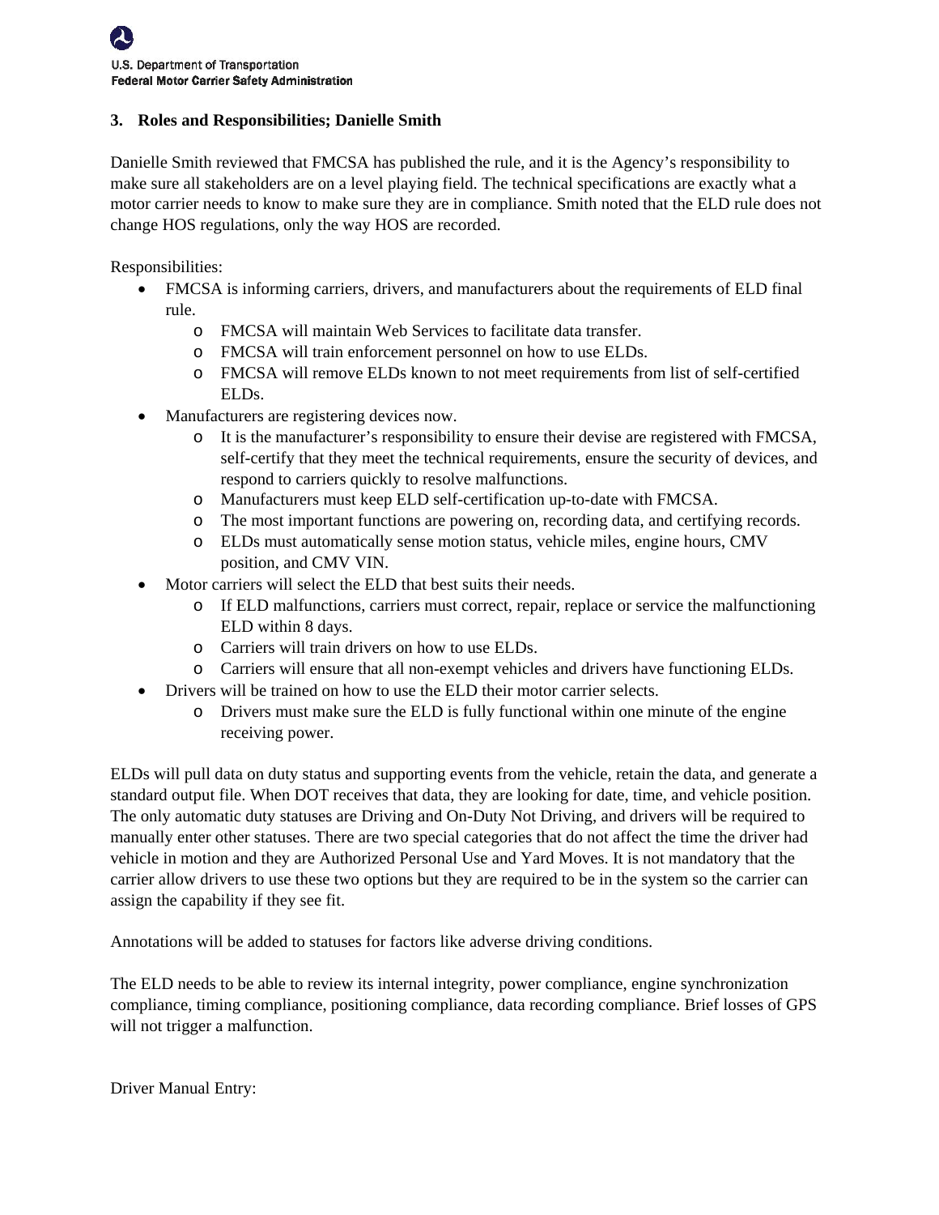### 3. Roles and Responsibilities; Danielle Smith

Danielle Smith reviewed that FMCSA has published the rule, and it is the Agency's responsibility to make sure all stakeholders are on a level playing field. The technical specifications are exactly what a motor carrier needs to know to make sure they are in compliance. Smith noted that the ELD rule does not change HOS regulations, only the way HOS are recorded.

Responsibilities:

- FMCSA is informing carriers, drivers, and manufacturers about the requirements of ELD final rule.
  - FMCSA will maintain Web Services to facilitate data transfer.
  - FMCSA will train enforcement personnel on how to use ELDs.
  - FMCSA will remove ELDs known to not meet requirements from list of self-certified ELDs.
- Manufacturers are registering devices now.
  - It is the manufacturer's responsibility to ensure their devise are registered with FMCSA, self-certify that they meet the technical requirements, ensure the security of devices, and respond to carriers quickly to resolve malfunctions.
  - Manufacturers must keep ELD self-certification up-to-date with FMCSA.
  - The most important functions are powering on, recording data, and certifying records.
  - ELDs must automatically sense motion status, vehicle miles, engine hours, CMV position, and CMV VIN.
- Motor carriers will select the ELD that best suits their needs.
  - If ELD malfunctions, carriers must correct, repair, replace or service the malfunctioning ELD within 8 days.
  - Carriers will train drivers on how to use ELDs.
  - Carriers will ensure that all non-exempt vehicles and drivers have functioning ELDs.
- Drivers will be trained on how to use the ELD their motor carrier selects.
  - Drivers must make sure the ELD is fully functional within one minute of the engine receiving power.

ELDs will pull data on duty status and supporting events from the vehicle, retain the data, and generate a standard output file. When DOT receives that data, they are looking for date, time, and vehicle position. The only automatic duty statuses are Driving and On-Duty Not Driving, and drivers will be required to manually enter other statuses. There are two special categories that do not affect the time the driver had vehicle in motion and they are Authorized Personal Use and Yard Moves. It is not mandatory that the carrier allow drivers to use these two options but they are required to be in the system so the carrier can assign the capability if they see fit.

Annotations will be added to statuses for factors like adverse driving conditions.

The ELD needs to be able to review its internal integrity, power compliance, engine synchronization compliance, timing compliance, positioning compliance, data recording compliance. Brief losses of GPS will not trigger a malfunction.

Driver Manual Entry: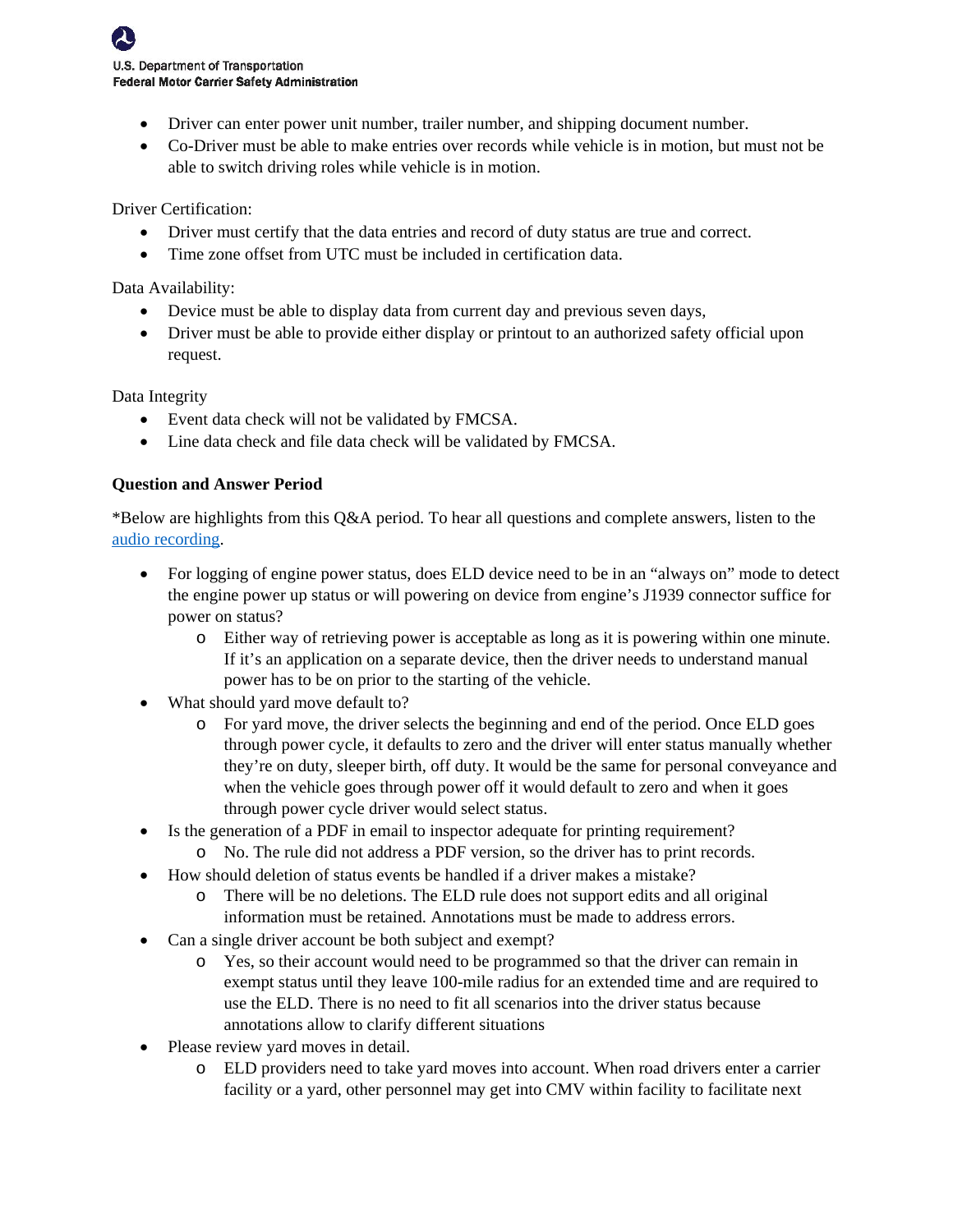- Driver can enter power unit number, trailer number, and shipping document number.
- Co-Driver must be able to make entries over records while vehicle is in motion, but must not be able to switch driving roles while vehicle is in motion.

Driver Certification:

- Driver must certify that the data entries and record of duty status are true and correct.
- Time zone offset from UTC must be included in certification data.

Data Availability:

- Device must be able to display data from current day and previous seven days,
- Driver must be able to provide either display or printout to an authorized safety official upon request.

Data Integrity

- Event data check will not be validated by FMCSA.
- Line data check and file data check will be validated by FMCSA.

**Question and Answer Period**

*Below are highlights from this Q&A period. To hear all questions and complete answers, listen to the audio recording.

- For logging of engine power status, does ELD device need to be in an "always on" mode to detect the engine power up status or will powering on device from engine's J1939 connector suffice for power on status?
  - Either way of retrieving power is acceptable as long as it is powering within one minute. If it's an application on a separate device, then the driver needs to understand manual power has to be on prior to the starting of the vehicle.
- What should yard move default to?
  - For yard move, the driver selects the beginning and end of the period. Once ELD goes through power cycle, it defaults to zero and the driver will enter status manually whether they're on duty, sleeper birth, off duty. It would be the same for personal conveyance and when the vehicle goes through power off it would default to zero and when it goes through power cycle driver would select status.
- Is the generation of a PDF in email to inspector adequate for printing requirement?
  - No. The rule did not address a PDF version, so the driver has to print records.
- How should deletion of status events be handled if a driver makes a mistake?
  - There will be no deletions. The ELD rule does not support edits and all original information must be retained. Annotations must be made to address errors.
- Can a single driver account be both subject and exempt?
  - Yes, so their account would need to be programmed so that the driver can remain in exempt status until they leave 100-mile radius for an extended time and are required to use the ELD. There is no need to fit all scenarios into the driver status because annotations allow to clarify different situations
- Please review yard moves in detail.
  - ELD providers need to take yard moves into account. When road drivers enter a carrier facility or a yard, other personnel may get into CMV within facility to facilitate next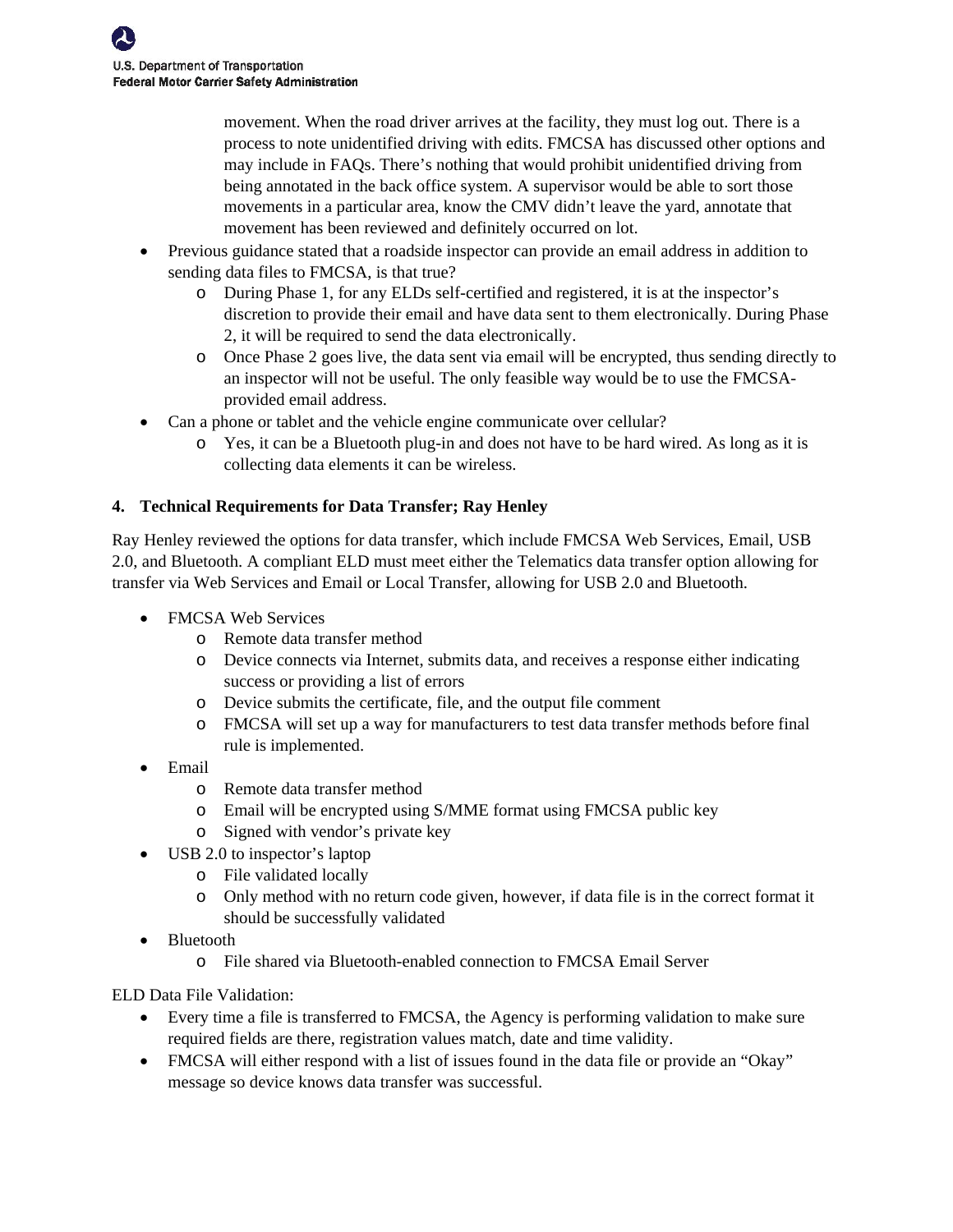- movement. When the road driver arrives at the facility, they must log out. There is a process to note unidentified driving with edits. FMCSA has discussed other options and may include in FAQs. There's nothing that would prohibit unidentified driving from being annotated in the back office system. A supervisor would be able to sort those movements in a particular area, know the CMV didn't leave the yard, annotate that movement has been reviewed and definitely occurred on lot.
- Previous guidance stated that a roadside inspector can provide an email address in addition to sending data files to FMCSA, is that true?
  - During Phase 1, for any ELDs self-certified and registered, it is at the inspector's discretion to provide their email and have data sent to them electronically. During Phase 2, it will be required to send the data electronically.
  - Once Phase 2 goes live, the data sent via email will be encrypted, thus sending directly to an inspector will not be useful. The only feasible way would be to use the FMCSA-provided email address.
- Can a phone or tablet and the vehicle engine communicate over cellular?
  - Yes, it can be a Bluetooth plug-in and does not have to be hard wired. As long as it is collecting data elements it can be wireless.

## 4. Technical Requirements for Data Transfer; Ray Henley

Ray Henley reviewed the options for data transfer, which include FMCSA Web Services, Email, USB 2.0, and Bluetooth. A compliant ELD must meet either the Telematics data transfer option allowing for transfer via Web Services and Email or Local Transfer, allowing for USB 2.0 and Bluetooth.

- FMCSA Web Services
  - Remote data transfer method
  - Device connects via Internet, submits data, and receives a response either indicating success or providing a list of errors
  - Device submits the certificate, file, and the output file comment
  - FMCSA will set up a way for manufacturers to test data transfer methods before final rule is implemented.
- Email
  - Remote data transfer method
  - Email will be encrypted using S/MME format using FMCSA public key
  - Signed with vendor's private key
- USB 2.0 to inspector's laptop
  - File validated locally
  - Only method with no return code given, however, if data file is in the correct format it should be successfully validated
- Bluetooth
  - File shared via Bluetooth-enabled connection to FMCSA Email Server

ELD Data File Validation:

- Every time a file is transferred to FMCSA, the Agency is performing validation to make sure required fields are there, registration values match, date and time validity.
- FMCSA will either respond with a list of issues found in the data file or provide an "Okay" message so device knows data transfer was successful.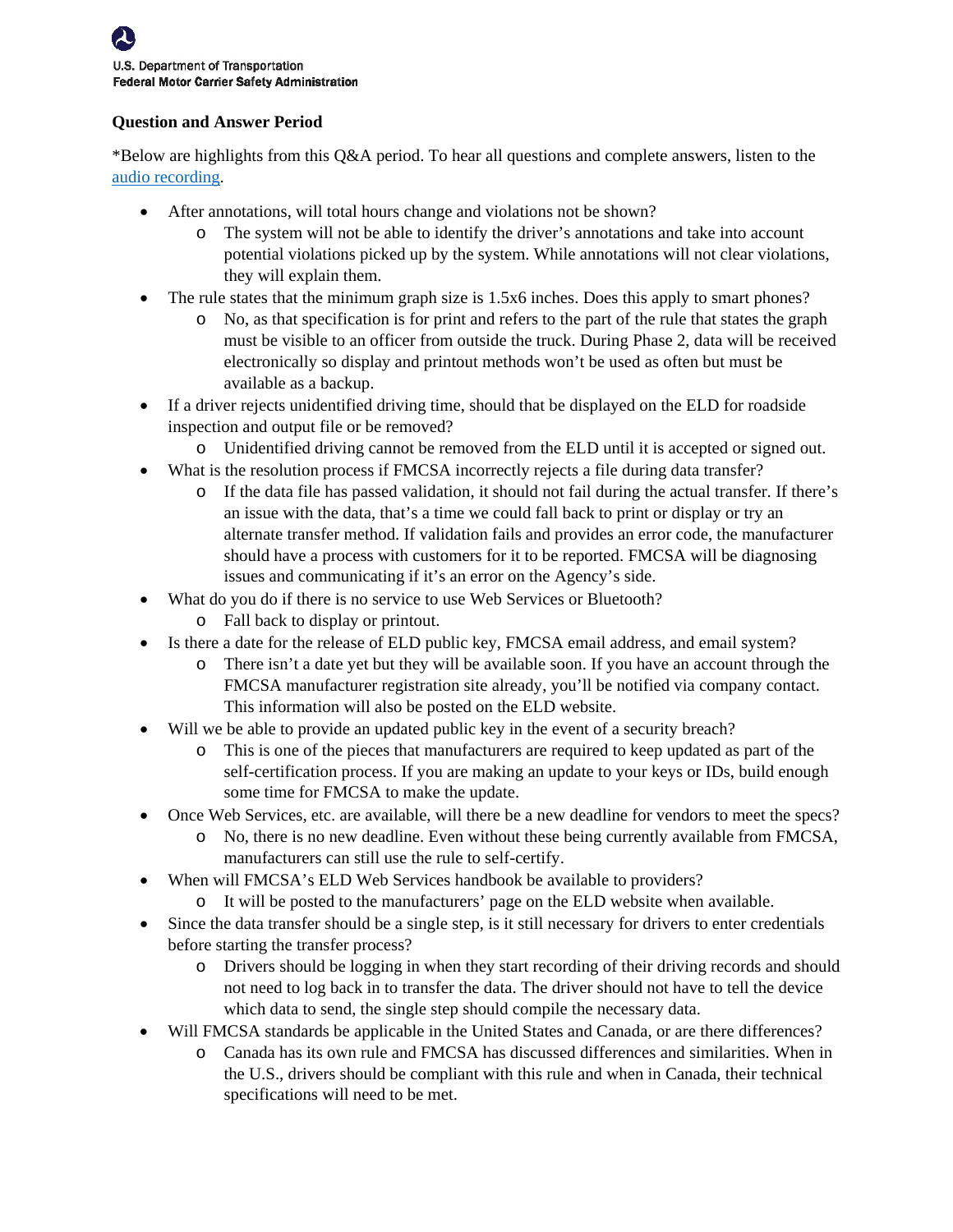## Question and Answer Period

*Below are highlights from this Q&A period. To hear all questions and complete answers, listen to the audio recording.

- After annotations, will total hours change and violations not be shown?
  - The system will not be able to identify the driver's annotations and take into account potential violations picked up by the system. While annotations will not clear violations, they will explain them.
- The rule states that the minimum graph size is 1.5x6 inches. Does this apply to smart phones?
  - No, as that specification is for print and refers to the part of the rule that states the graph must be visible to an officer from outside the truck. During Phase 2, data will be received electronically so display and printout methods won't be used as often but must be available as a backup.
- If a driver rejects unidentified driving time, should that be displayed on the ELD for roadside inspection and output file or be removed?
  - Unidentified driving cannot be removed from the ELD until it is accepted or signed out.
- What is the resolution process if FMCSA incorrectly rejects a file during data transfer?
  - If the data file has passed validation, it should not fail during the actual transfer. If there's an issue with the data, that's a time we could fall back to print or display or try an alternate transfer method. If validation fails and provides an error code, the manufacturer should have a process with customers for it to be reported. FMCSA will be diagnosing issues and communicating if it's an error on the Agency's side.
- What do you do if there is no service to use Web Services or Bluetooth?
  - Fall back to display or printout.
- Is there a date for the release of ELD public key, FMCSA email address, and email system?
  - There isn't a date yet but they will be available soon. If you have an account through the FMCSA manufacturer registration site already, you'll be notified via company contact. This information will also be posted on the ELD website.
- Will we be able to provide an updated public key in the event of a security breach?
  - This is one of the pieces that manufacturers are required to keep updated as part of the self-certification process. If you are making an update to your keys or IDs, build enough some time for FMCSA to make the update.
- Once Web Services, etc. are available, will there be a new deadline for vendors to meet the specs?
  - No, there is no new deadline. Even without these being currently available from FMCSA, manufacturers can still use the rule to self-certify.
- When will FMCSA's ELD Web Services handbook be available to providers?
  - It will be posted to the manufacturers' page on the ELD website when available.
- Since the data transfer should be a single step, is it still necessary for drivers to enter credentials before starting the transfer process?
  - Drivers should be logging in when they start recording of their driving records and should not need to log back in to transfer the data. The driver should not have to tell the device which data to send, the single step should compile the necessary data.
- Will FMCSA standards be applicable in the United States and Canada, or are there differences?
  - Canada has its own rule and FMCSA has discussed differences and similarities. When in the U.S., drivers should be compliant with this rule and when in Canada, their technical specifications will need to be met.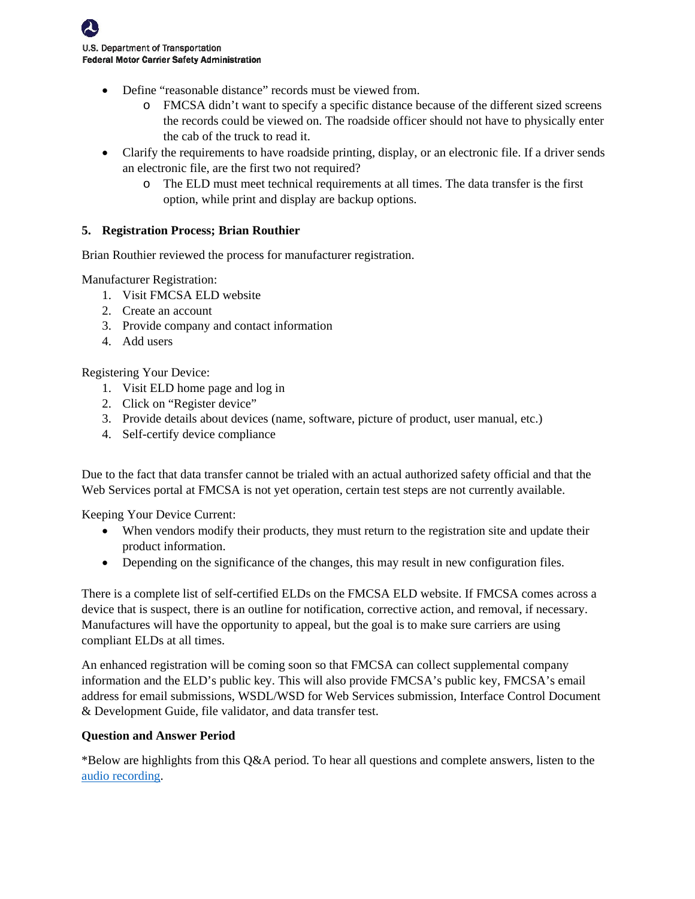- Define "reasonable distance" records must be viewed from.
    - FMCSA didn't want to specify a specific distance because of the different sized screens the records could be viewed on. The roadside officer should not have to physically enter the cab of the truck to read it.
- Clarify the requirements to have roadside printing, display, or an electronic file. If a driver sends an electronic file, are the first two not required?
    - The ELD must meet technical requirements at all times. The data transfer is the first option, while print and display are backup options.

### 5. Registration Process; Brian Routhier

Brian Routhier reviewed the process for manufacturer registration.

Manufacturer Registration:

1. Visit FMCSA ELD website
2. Create an account
3. Provide company and contact information
4. Add users

Registering Your Device:

1. Visit ELD home page and log in
2. Click on "Register device"
3. Provide details about devices (name, software, picture of product, user manual, etc.)
4. Self-certify device compliance

Due to the fact that data transfer cannot be trialed with an actual authorized safety official and that the Web Services portal at FMCSA is not yet operation, certain test steps are not currently available.

Keeping Your Device Current:

- When vendors modify their products, they must return to the registration site and update their product information.
- Depending on the significance of the changes, this may result in new configuration files.

There is a complete list of self-certified ELDs on the FMCSA ELD website. If FMCSA comes across a device that is suspect, there is an outline for notification, corrective action, and removal, if necessary. Manufactures will have the opportunity to appeal, but the goal is to make sure carriers are using compliant ELDs at all times.

An enhanced registration will be coming soon so that FMCSA can collect supplemental company information and the ELD's public key. This will also provide FMCSA's public key, FMCSA's email address for email submissions, WSDL/WSD for Web Services submission, Interface Control Document & Development Guide, file validator, and data transfer test.

**Question and Answer Period**

*Below are highlights from this Q&A period. To hear all questions and complete answers, listen to the audio recording.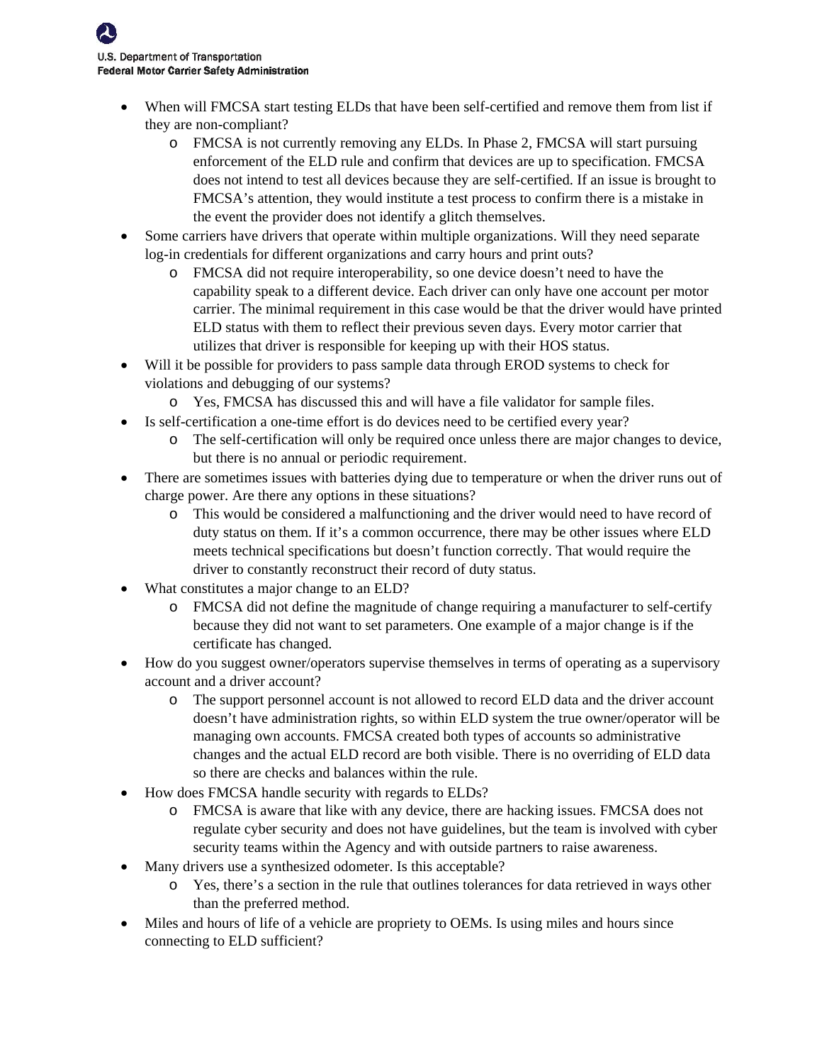- When will FMCSA start testing ELDs that have been self-certified and remove them from list if they are non-compliant?
  - FMCSA is not currently removing any ELDs. In Phase 2, FMCSA will start pursuing enforcement of the ELD rule and confirm that devices are up to specification. FMCSA does not intend to test all devices because they are self-certified. If an issue is brought to FMCSA's attention, they would institute a test process to confirm there is a mistake in the event the provider does not identify a glitch themselves.
- Some carriers have drivers that operate within multiple organizations. Will they need separate log-in credentials for different organizations and carry hours and print outs?
  - FMCSA did not require interoperability, so one device doesn't need to have the capability speak to a different device. Each driver can only have one account per motor carrier. The minimal requirement in this case would be that the driver would have printed ELD status with them to reflect their previous seven days. Every motor carrier that utilizes that driver is responsible for keeping up with their HOS status.
- Will it be possible for providers to pass sample data through EROD systems to check for violations and debugging of our systems?
  - Yes, FMCSA has discussed this and will have a file validator for sample files.
- Is self-certification a one-time effort is do devices need to be certified every year?
  - The self-certification will only be required once unless there are major changes to device, but there is no annual or periodic requirement.
- There are sometimes issues with batteries dying due to temperature or when the driver runs out of charge power. Are there any options in these situations?
  - This would be considered a malfunctioning and the driver would need to have record of duty status on them. If it's a common occurrence, there may be other issues where ELD meets technical specifications but doesn't function correctly. That would require the driver to constantly reconstruct their record of duty status.
- What constitutes a major change to an ELD?
  - FMCSA did not define the magnitude of change requiring a manufacturer to self-certify because they did not want to set parameters. One example of a major change is if the certificate has changed.
- How do you suggest owner/operators supervise themselves in terms of operating as a supervisory account and a driver account?
  - The support personnel account is not allowed to record ELD data and the driver account doesn't have administration rights, so within ELD system the true owner/operator will be managing own accounts. FMCSA created both types of accounts so administrative changes and the actual ELD record are both visible. There is no overriding of ELD data so there are checks and balances within the rule.
- How does FMCSA handle security with regards to ELDs?
  - FMCSA is aware that like with any device, there are hacking issues. FMCSA does not regulate cyber security and does not have guidelines, but the team is involved with cyber security teams within the Agency and with outside partners to raise awareness.
- Many drivers use a synthesized odometer. Is this acceptable?
  - Yes, there's a section in the rule that outlines tolerances for data retrieved in ways other than the preferred method.
- Miles and hours of life of a vehicle are propriety to OEMs. Is using miles and hours since connecting to ELD sufficient?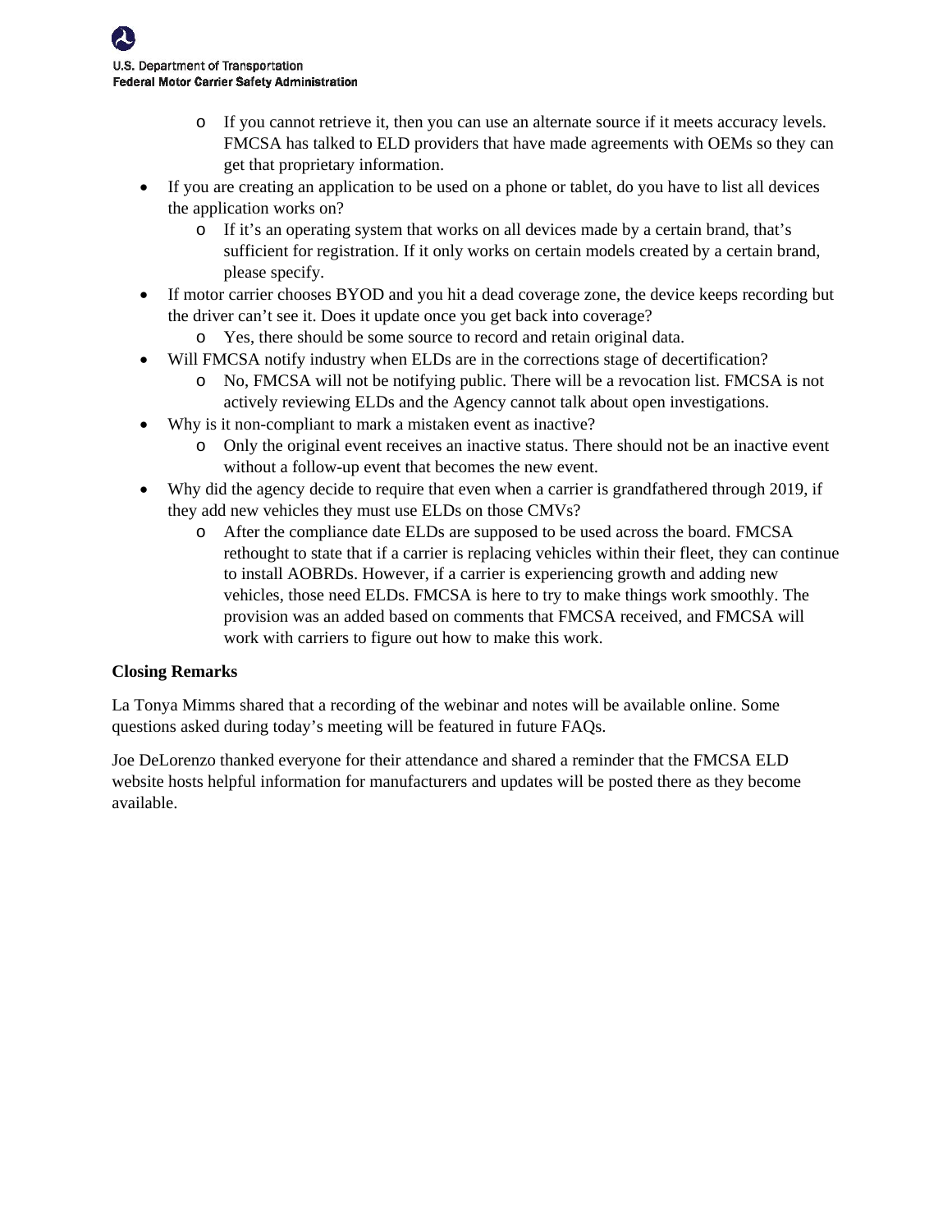- If you cannot retrieve it, then you can use an alternate source if it meets accuracy levels. FMCSA has talked to ELD providers that have made agreements with OEMs so they can get that proprietary information.
- If you are creating an application to be used on a phone or tablet, do you have to list all devices the application works on?
  - If it's an operating system that works on all devices made by a certain brand, that's sufficient for registration. If it only works on certain models created by a certain brand, please specify.
- If motor carrier chooses BYOD and you hit a dead coverage zone, the device keeps recording but the driver can't see it. Does it update once you get back into coverage?
  - Yes, there should be some source to record and retain original data.
- Will FMCSA notify industry when ELDs are in the corrections stage of decertification?
  - No, FMCSA will not be notifying public. There will be a revocation list. FMCSA is not actively reviewing ELDs and the Agency cannot talk about open investigations.
- Why is it non-compliant to mark a mistaken event as inactive?
  - Only the original event receives an inactive status. There should not be an inactive event without a follow-up event that becomes the new event.
- Why did the agency decide to require that even when a carrier is grandfathered through 2019, if they add new vehicles they must use ELDs on those CMVs?
  - After the compliance date ELDs are supposed to be used across the board. FMCSA rethought to state that if a carrier is replacing vehicles within their fleet, they can continue to install AOBRDs. However, if a carrier is experiencing growth and adding new vehicles, those need ELDs. FMCSA is here to try to make things work smoothly. The provision was an added based on comments that FMCSA received, and FMCSA will work with carriers to figure out how to make this work.

**Closing Remarks**

La Tonya Mimms shared that a recording of the webinar and notes will be available online. Some questions asked during today's meeting will be featured in future FAQs.

Joe DeLorenzo thanked everyone for their attendance and shared a reminder that the FMCSA ELD website hosts helpful information for manufacturers and updates will be posted there as they become available.